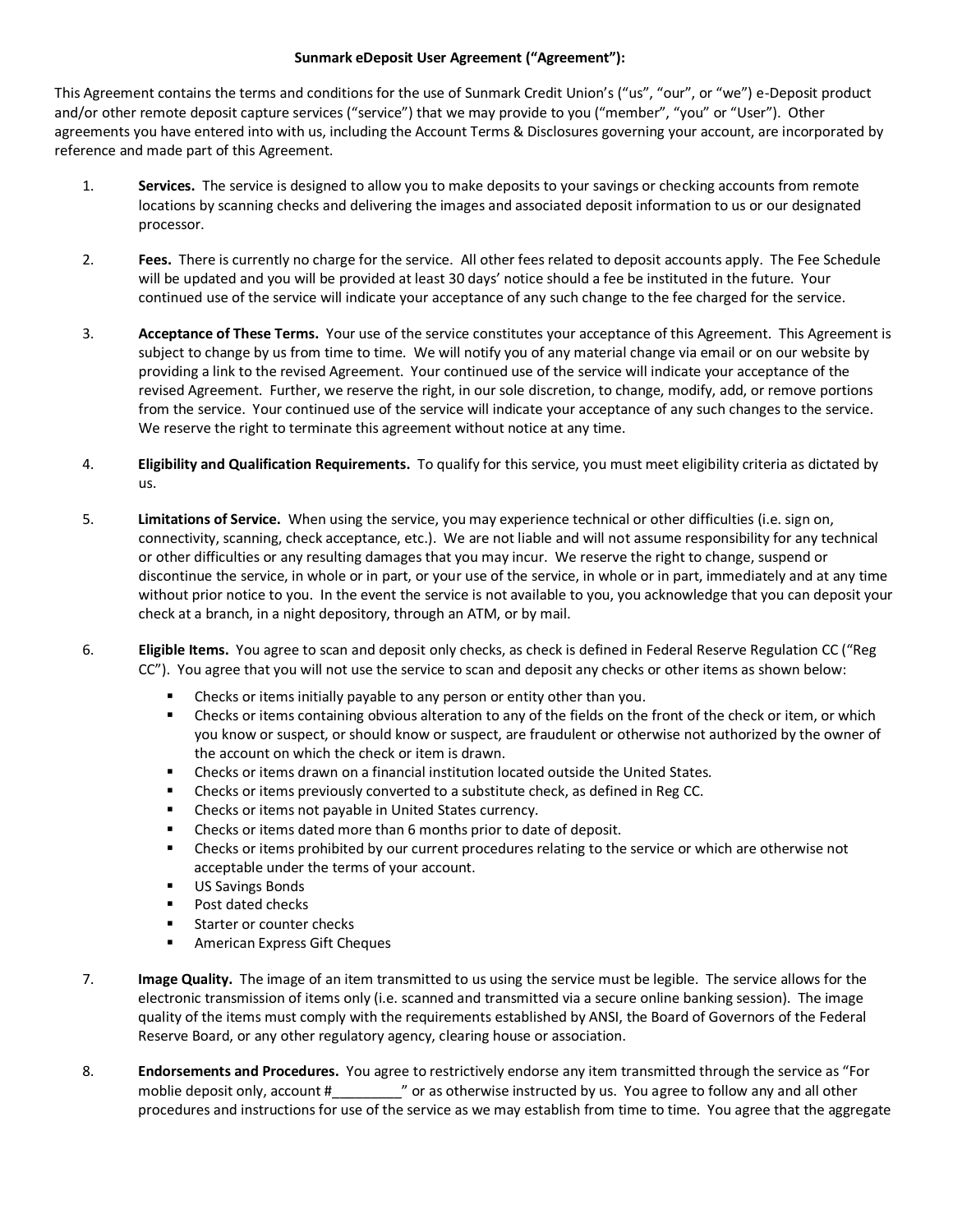**Sunmark eDeposit User Agreement ("Agreement"):**

This Agreement contains the terms and conditions for the use of Sunmark Credit Union's ("us", "our", or "we") e-Deposit product and/or other remote deposit capture services ("service") that we may provide to you ("member", "you" or "User"). Other agreements you have entered into with us, including the Account Terms & Disclosures governing your account, are incorporated by reference and made part of this Agreement.

1. **Services.** The service is designed to allow you to make deposits to your savings or checking accounts from remote locations by scanning checks and delivering the images and associated deposit information to us or our designated processor.

2. **Fees.** There is currently no charge for the service. All other fees related to deposit accounts apply. The Fee Schedule will be updated and you will be provided at least 30 days' notice should a fee be instituted in the future. Your continued use of the service will indicate your acceptance of any such change to the fee charged for the service.

3. **Acceptance of These Terms.** Your use of the service constitutes your acceptance of this Agreement. This Agreement is subject to change by us from time to time. We will notify you of any material change via email or on our website by providing a link to the revised Agreement. Your continued use of the service will indicate your acceptance of the revised Agreement. Further, we reserve the right, in our sole discretion, to change, modify, add, or remove portions from the service. Your continued use of the service will indicate your acceptance of any such changes to the service. We reserve the right to terminate this agreement without notice at any time.

4. **Eligibility and Qualification Requirements.** To qualify for this service, you must meet eligibility criteria as dictated by us.

5. **Limitations of Service.** When using the service, you may experience technical or other difficulties (i.e. sign on, connectivity, scanning, check acceptance, etc.). We are not liable and will not assume responsibility for any technical or other difficulties or any resulting damages that you may incur. We reserve the right to change, suspend or discontinue the service, in whole or in part, or your use of the service, in whole or in part, immediately and at any time without prior notice to you. In the event the service is not available to you, you acknowledge that you can deposit your check at a branch, in a night depository, through an ATM, or by mail.

6. **Eligible Items.** You agree to scan and deposit only checks, as check is defined in Federal Reserve Regulation CC ("Reg CC"). You agree that you will not use the service to scan and deposit any checks or other items as shown below:
   - Checks or items initially payable to any person or entity other than you.
   - Checks or items containing obvious alteration to any of the fields on the front of the check or item, or which you know or suspect, or should know or suspect, are fraudulent or otherwise not authorized by the owner of the account on which the check or item is drawn.
   - Checks or items drawn on a financial institution located outside the United States.
   - Checks or items previously converted to a substitute check, as defined in Reg CC.
   - Checks or items not payable in United States currency.
   - Checks or items dated more than 6 months prior to date of deposit.
   - Checks or items prohibited by our current procedures relating to the service or which are otherwise not acceptable under the terms of your account.
   - US Savings Bonds
   - Post dated checks
   - Starter or counter checks
   - American Express Gift Cheques

7. **Image Quality.** The image of an item transmitted to us using the service must be legible. The service allows for the electronic transmission of items only (i.e. scanned and transmitted via a secure online banking session). The image quality of the items must comply with the requirements established by ANSI, the Board of Governors of the Federal Reserve Board, or any other regulatory agency, clearing house or association.

8. **Endorsements and Procedures.** You agree to restrictively endorse any item transmitted through the service as "For moblie deposit only, account #_________" or as otherwise instructed by us. You agree to follow any and all other procedures and instructions for use of the service as we may establish from time to time. You agree that the aggregate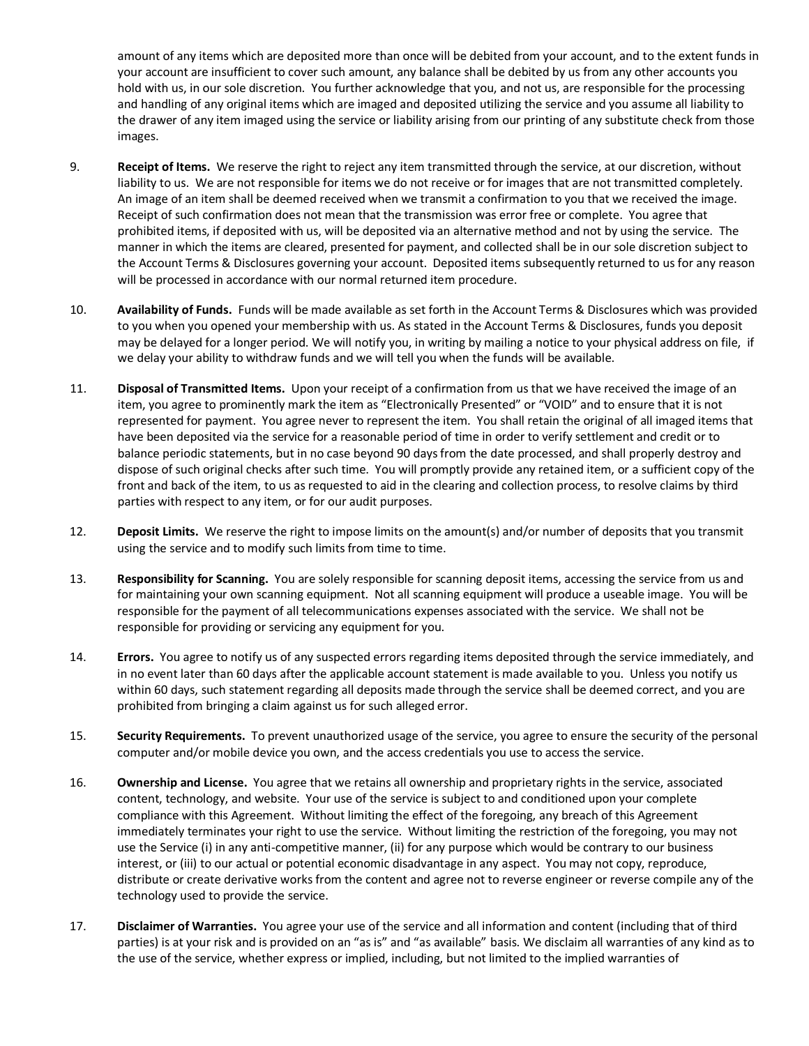amount of any items which are deposited more than once will be debited from your account, and to the extent funds in your account are insufficient to cover such amount, any balance shall be debited by us from any other accounts you hold with us, in our sole discretion. You further acknowledge that you, and not us, are responsible for the processing and handling of any original items which are imaged and deposited utilizing the service and you assume all liability to the drawer of any item imaged using the service or liability arising from our printing of any substitute check from those images.

9. **Receipt of Items.** We reserve the right to reject any item transmitted through the service, at our discretion, without liability to us. We are not responsible for items we do not receive or for images that are not transmitted completely. An image of an item shall be deemed received when we transmit a confirmation to you that we received the image. Receipt of such confirmation does not mean that the transmission was error free or complete. You agree that prohibited items, if deposited with us, will be deposited via an alternative method and not by using the service. The manner in which the items are cleared, presented for payment, and collected shall be in our sole discretion subject to the Account Terms & Disclosures governing your account. Deposited items subsequently returned to us for any reason will be processed in accordance with our normal returned item procedure.

10. **Availability of Funds.** Funds will be made available as set forth in the Account Terms & Disclosures which was provided to you when you opened your membership with us. As stated in the Account Terms & Disclosures, funds you deposit may be delayed for a longer period. We will notify you, in writing by mailing a notice to your physical address on file, if we delay your ability to withdraw funds and we will tell you when the funds will be available.

11. **Disposal of Transmitted Items.** Upon your receipt of a confirmation from us that we have received the image of an item, you agree to prominently mark the item as "Electronically Presented" or "VOID" and to ensure that it is not represented for payment. You agree never to represent the item. You shall retain the original of all imaged items that have been deposited via the service for a reasonable period of time in order to verify settlement and credit or to balance periodic statements, but in no case beyond 90 days from the date processed, and shall properly destroy and dispose of such original checks after such time. You will promptly provide any retained item, or a sufficient copy of the front and back of the item, to us as requested to aid in the clearing and collection process, to resolve claims by third parties with respect to any item, or for our audit purposes.

12. **Deposit Limits.** We reserve the right to impose limits on the amount(s) and/or number of deposits that you transmit using the service and to modify such limits from time to time.

13. **Responsibility for Scanning.** You are solely responsible for scanning deposit items, accessing the service from us and for maintaining your own scanning equipment. Not all scanning equipment will produce a useable image. You will be responsible for the payment of all telecommunications expenses associated with the service. We shall not be responsible for providing or servicing any equipment for you.

14. **Errors.** You agree to notify us of any suspected errors regarding items deposited through the service immediately, and in no event later than 60 days after the applicable account statement is made available to you. Unless you notify us within 60 days, such statement regarding all deposits made through the service shall be deemed correct, and you are prohibited from bringing a claim against us for such alleged error.

15. **Security Requirements.** To prevent unauthorized usage of the service, you agree to ensure the security of the personal computer and/or mobile device you own, and the access credentials you use to access the service.

16. **Ownership and License.** You agree that we retains all ownership and proprietary rights in the service, associated content, technology, and website. Your use of the service is subject to and conditioned upon your complete compliance with this Agreement. Without limiting the effect of the foregoing, any breach of this Agreement immediately terminates your right to use the service. Without limiting the restriction of the foregoing, you may not use the Service (i) in any anti-competitive manner, (ii) for any purpose which would be contrary to our business interest, or (iii) to our actual or potential economic disadvantage in any aspect. You may not copy, reproduce, distribute or create derivative works from the content and agree not to reverse engineer or reverse compile any of the technology used to provide the service.

17. **Disclaimer of Warranties.** You agree your use of the service and all information and content (including that of third parties) is at your risk and is provided on an "as is" and "as available" basis. We disclaim all warranties of any kind as to the use of the service, whether express or implied, including, but not limited to the implied warranties of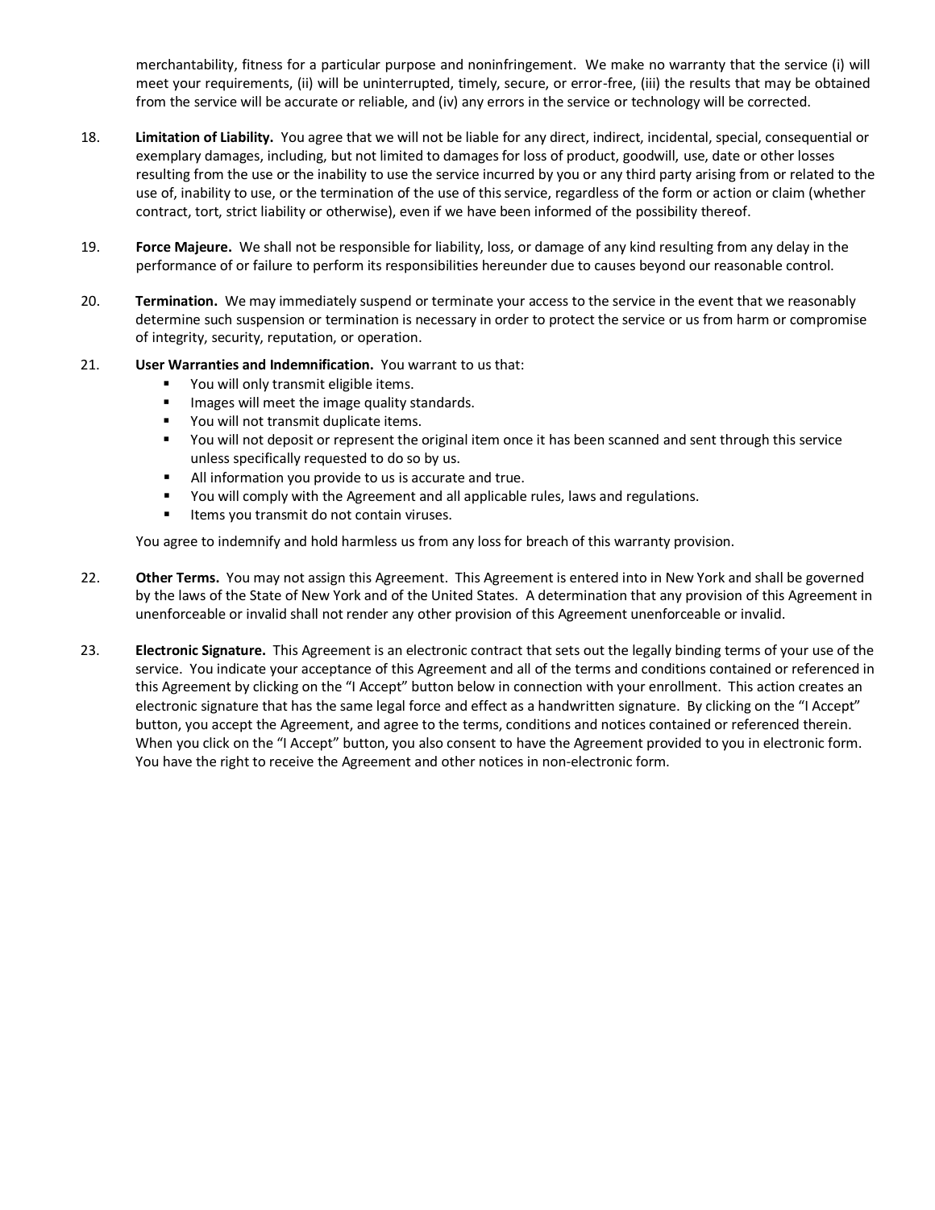merchantability, fitness for a particular purpose and noninfringement. We make no warranty that the service (i) will meet your requirements, (ii) will be uninterrupted, timely, secure, or error-free, (iii) the results that may be obtained from the service will be accurate or reliable, and (iv) any errors in the service or technology will be corrected.

18. **Limitation of Liability.** You agree that we will not be liable for any direct, indirect, incidental, special, consequential or exemplary damages, including, but not limited to damages for loss of product, goodwill, use, date or other losses resulting from the use or the inability to use the service incurred by you or any third party arising from or related to the use of, inability to use, or the termination of the use of this service, regardless of the form or action or claim (whether contract, tort, strict liability or otherwise), even if we have been informed of the possibility thereof.

19. **Force Majeure.** We shall not be responsible for liability, loss, or damage of any kind resulting from any delay in the performance of or failure to perform its responsibilities hereunder due to causes beyond our reasonable control.

20. **Termination.** We may immediately suspend or terminate your access to the service in the event that we reasonably determine such suspension or termination is necessary in order to protect the service or us from harm or compromise of integrity, security, reputation, or operation.

21. **User Warranties and Indemnification.** You warrant to us that:
    - You will only transmit eligible items.
    - Images will meet the image quality standards.
    - You will not transmit duplicate items.
    - You will not deposit or represent the original item once it has been scanned and sent through this service unless specifically requested to do so by us.
    - All information you provide to us is accurate and true.
    - You will comply with the Agreement and all applicable rules, laws and regulations.
    - Items you transmit do not contain viruses.

    You agree to indemnify and hold harmless us from any loss for breach of this warranty provision.

22. **Other Terms.** You may not assign this Agreement. This Agreement is entered into in New York and shall be governed by the laws of the State of New York and of the United States. A determination that any provision of this Agreement in unenforceable or invalid shall not render any other provision of this Agreement unenforceable or invalid.

23. **Electronic Signature.** This Agreement is an electronic contract that sets out the legally binding terms of your use of the service. You indicate your acceptance of this Agreement and all of the terms and conditions contained or referenced in this Agreement by clicking on the "I Accept" button below in connection with your enrollment. This action creates an electronic signature that has the same legal force and effect as a handwritten signature. By clicking on the "I Accept" button, you accept the Agreement, and agree to the terms, conditions and notices contained or referenced therein. When you click on the "I Accept" button, you also consent to have the Agreement provided to you in electronic form. You have the right to receive the Agreement and other notices in non-electronic form.